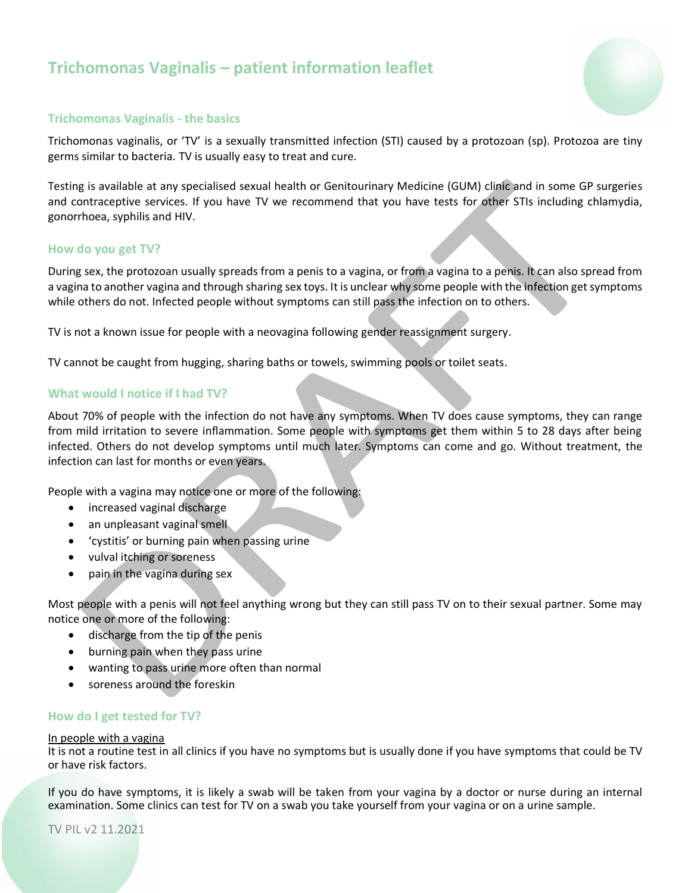# Trichomonas Vaginalis – patient information leaflet

## Trichomonas Vaginalis - the basics

Trichomonas vaginalis, or 'TV' is a sexually transmitted infection (STI) caused by a protozoan (sp). Protozoa are tiny germs similar to bacteria. TV is usually easy to treat and cure.

Testing is available at any specialised sexual health or Genitourinary Medicine (GUM) clinic and in some GP surgeries and contraceptive services. If you have TV we recommend that you have tests for other STIs including chlamydia, gonorrhoea, syphilis and HIV.

## How do you get TV?

During sex, the protozoan usually spreads from a penis to a vagina, or from a vagina to a penis. It can also spread from a vagina to another vagina and through sharing sex toys. It is unclear why some people with the infection get symptoms while others do not. Infected people without symptoms can still pass the infection on to others.

TV is not a known issue for people with a neovagina following gender reassignment surgery.

TV cannot be caught from hugging, sharing baths or towels, swimming pools or toilet seats.

## What would I notice if I had TV?

About 70% of people with the infection do not have any symptoms. When TV does cause symptoms, they can range from mild irritation to severe inflammation. Some people with symptoms get them within 5 to 28 days after being infected. Others do not develop symptoms until much later. Symptoms can come and go. Without treatment, the infection can last for months or even years.

People with a vagina may notice one or more of the following:

- increased vaginal discharge
- an unpleasant vaginal smell
- 'cystitis' or burning pain when passing urine
- vulval itching or soreness
- pain in the vagina during sex

Most people with a penis will not feel anything wrong but they can still pass TV on to their sexual partner. Some may notice one or more of the following:

- discharge from the tip of the penis
- burning pain when they pass urine
- wanting to pass urine more often than normal
- soreness around the foreskin

## How do I get tested for TV?

<u>In people with a vagina</u>

It is not a routine test in all clinics if you have no symptoms but is usually done if you have symptoms that could be TV or have risk factors.

If you do have symptoms, it is likely a swab will be taken from your vagina by a doctor or nurse during an internal examination. Some clinics can test for TV on a swab you take yourself from your vagina or on a urine sample.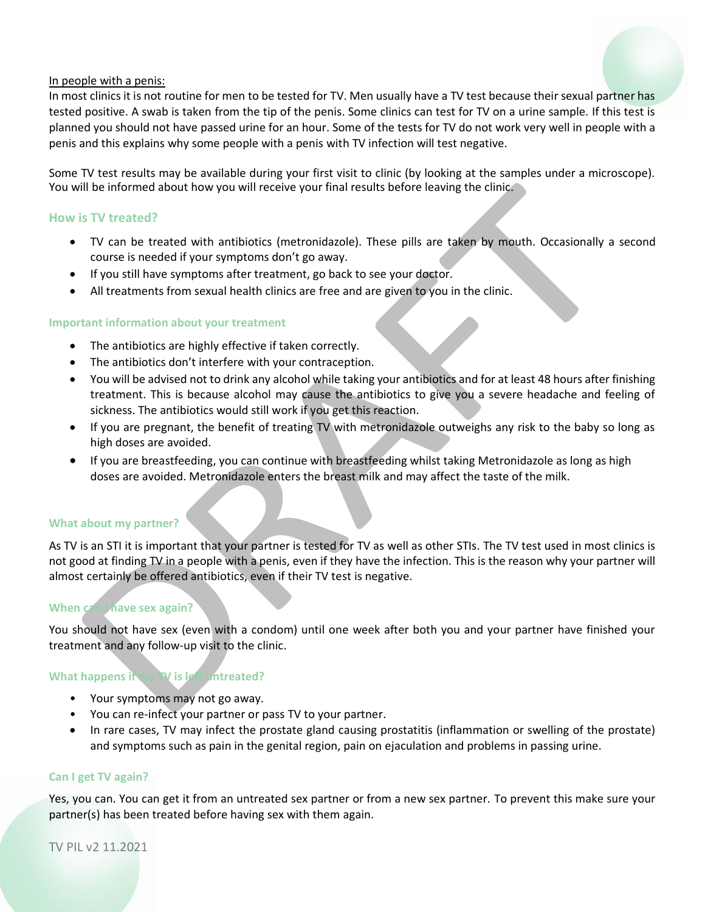In people with a penis:

In most clinics it is not routine for men to be tested for TV. Men usually have a TV test because their sexual partner has tested positive. A swab is taken from the tip of the penis. Some clinics can test for TV on a urine sample. If this test is planned you should not have passed urine for an hour. Some of the tests for TV do not work very well in people with a penis and this explains why some people with a penis with TV infection will test negative.

Some TV test results may be available during your first visit to clinic (by looking at the samples under a microscope). You will be informed about how you will receive your final results before leaving the clinic.

## How is TV treated?

- TV can be treated with antibiotics (metronidazole). These pills are taken by mouth. Occasionally a second course is needed if your symptoms don't go away.
- If you still have symptoms after treatment, go back to see your doctor.
- All treatments from sexual health clinics are free and are given to you in the clinic.

### Important information about your treatment

- The antibiotics are highly effective if taken correctly.
- The antibiotics don't interfere with your contraception.
- You will be advised not to drink any alcohol while taking your antibiotics and for at least 48 hours after finishing treatment. This is because alcohol may cause the antibiotics to give you a severe headache and feeling of sickness. The antibiotics would still work if you get this reaction.
- If you are pregnant, the benefit of treating TV with metronidazole outweighs any risk to the baby so long as high doses are avoided.
- If you are breastfeeding, you can continue with breastfeeding whilst taking Metronidazole as long as high doses are avoided. Metronidazole enters the breast milk and may affect the taste of the milk.

### What about my partner?

As TV is an STI it is important that your partner is tested for TV as well as other STIs. The TV test used in most clinics is not good at finding TV in a people with a penis, even if they have the infection. This is the reason why your partner will almost certainly be offered antibiotics, even if their TV test is negative.

### When can I have sex again?

You should not have sex (even with a condom) until one week after both you and your partner have finished your treatment and any follow-up visit to the clinic.

### What happens if my TV is left untreated?

- Your symptoms may not go away.
- You can re-infect your partner or pass TV to your partner.
- In rare cases, TV may infect the prostate gland causing prostatitis (inflammation or swelling of the prostate) and symptoms such as pain in the genital region, pain on ejaculation and problems in passing urine.

### Can I get TV again?

Yes, you can. You can get it from an untreated sex partner or from a new sex partner. To prevent this make sure your partner(s) has been treated before having sex with them again.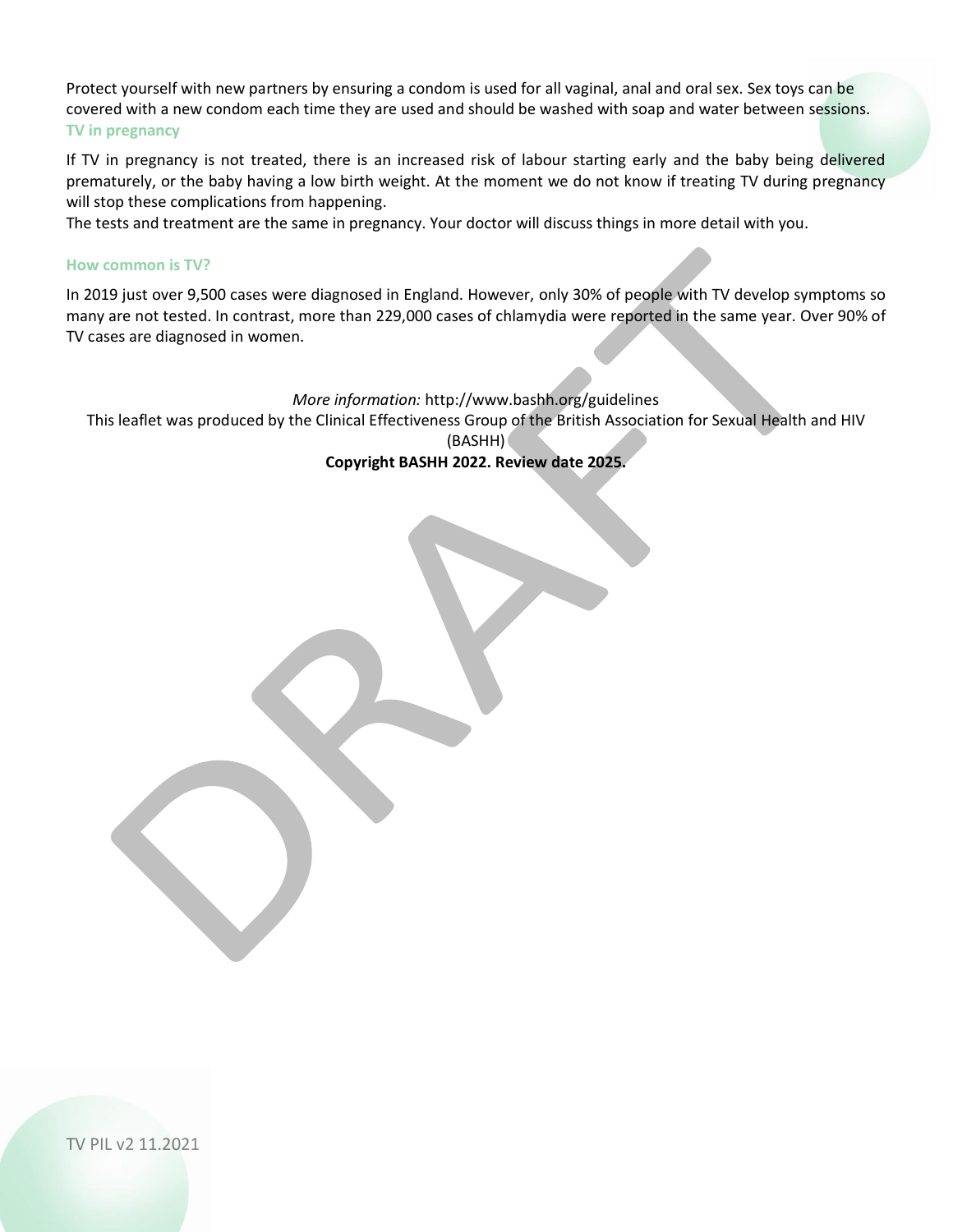Protect yourself with new partners by ensuring a condom is used for all vaginal, anal and oral sex. Sex toys can be covered with a new condom each time they are used and should be washed with soap and water between sessions.

### TV in pregnancy

If TV in pregnancy is not treated, there is an increased risk of labour starting early and the baby being delivered prematurely, or the baby having a low birth weight. At the moment we do not know if treating TV during pregnancy will stop these complications from happening.

The tests and treatment are the same in pregnancy. Your doctor will discuss things in more detail with you.

### How common is TV?

In 2019 just over 9,500 cases were diagnosed in England. However, only 30% of people with TV develop symptoms so many are not tested. In contrast, more than 229,000 cases of chlamydia were reported in the same year. Over 90% of TV cases are diagnosed in women.

*More information:* http://www.bashh.org/guidelines

This leaflet was produced by the Clinical Effectiveness Group of the British Association for Sexual Health and HIV (BASHH)

**Copyright BASHH 2022. Review date 2025.**

TV PIL v2 11.2021